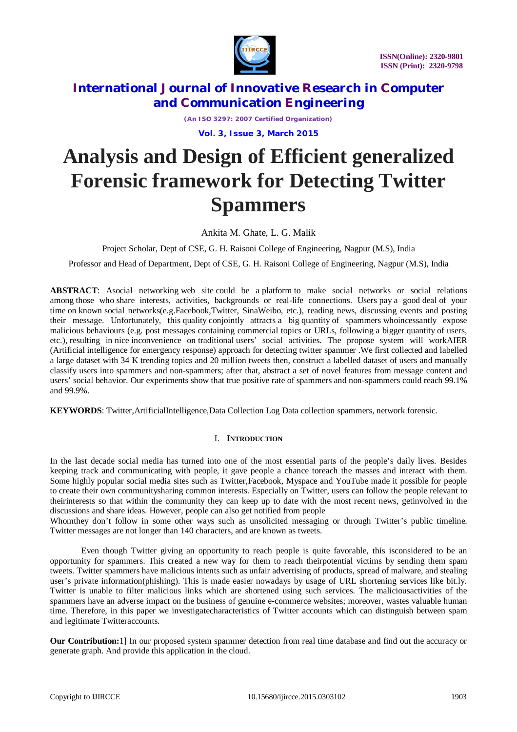# Analysis and Design of Efficient generalized Forensic framework for Detecting Twitter Spammers

Ankita M. Ghate, L. G. Malik

Project Scholar, Dept of CSE, G. H. Raisoni College of Engineering, Nagpur (M.S), India

Professor and Head of Department, Dept of CSE, G. H. Raisoni College of Engineering, Nagpur (M.S), India

**ABSTRACT**: Asocial networking web site could be a platform to make social networks or social relations among those who share interests, activities, backgrounds or real-life connections. Users pay a good deal of your time on known social networks(e.g.Facebook,Twitter, SinaWeibo, etc.), reading news, discussing events and posting their message. Unfortunately, this quality conjointly attracts a big quantity of spammers whoincessantly expose malicious behaviours (e.g. post messages containing commercial topics or URLs, following a bigger quantity of users, etc.), resulting in nice inconvenience on traditional users' social activities. The propose system will workAIER (Artificial intelligence for emergency response) approach for detecting twitter spammer .We first collected and labelled a large dataset with 34 K trending topics and 20 million tweets then, construct a labelled dataset of users and manually classify users into spammers and non-spammers; after that, abstract a set of novel features from message content and users' social behavior. Our experiments show that true positive rate of spammers and non-spammers could reach 99.1% and 99.9%.

**KEYWORDS**: Twitter,ArtificialIntelligence,Data Collection Log Data collection spammers, network forensic.

## I. Introduction

In the last decade social media has turned into one of the most essential parts of the people's daily lives. Besides keeping track and communicating with people, it gave people a chance toreach the masses and interact with them. Some highly popular social media sites such as Twitter,Facebook, Myspace and YouTube made it possible for people to create their own communitysharing common interests. Especially on Twitter, users can follow the people relevant to theirinterests so that within the community they can keep up to date with the most recent news, getinvolved in the discussions and share ideas. However, people can also get notified from people
Whomthey don't follow in some other ways such as unsolicited messaging or through Twitter's public timeline. Twitter messages are not longer than 140 characters, and are known as tweets.

Even though Twitter giving an opportunity to reach people is quite favorable, this isconsidered to be an opportunity for spammers. This created a new way for them to reach theirpotential victims by sending them spam tweets. Twitter spammers have malicious intents such as unfair advertising of products, spread of malware, and stealing user's private information(phishing). This is made easier nowadays by usage of URL shortening services like bit.ly. Twitter is unable to filter malicious links which are shortened using such services. The maliciousactivities of the spammers have an adverse impact on the business of genuine e-commerce websites; moreover, wastes valuable human time. Therefore, in this paper we investigatecharacteristics of Twitter accounts which can distinguish between spam and legitimate Twitteraccounts.

**Our Contribution:**1] In our proposed system spammer detection from real time database and find out the accuracy or generate graph. And provide this application in the cloud.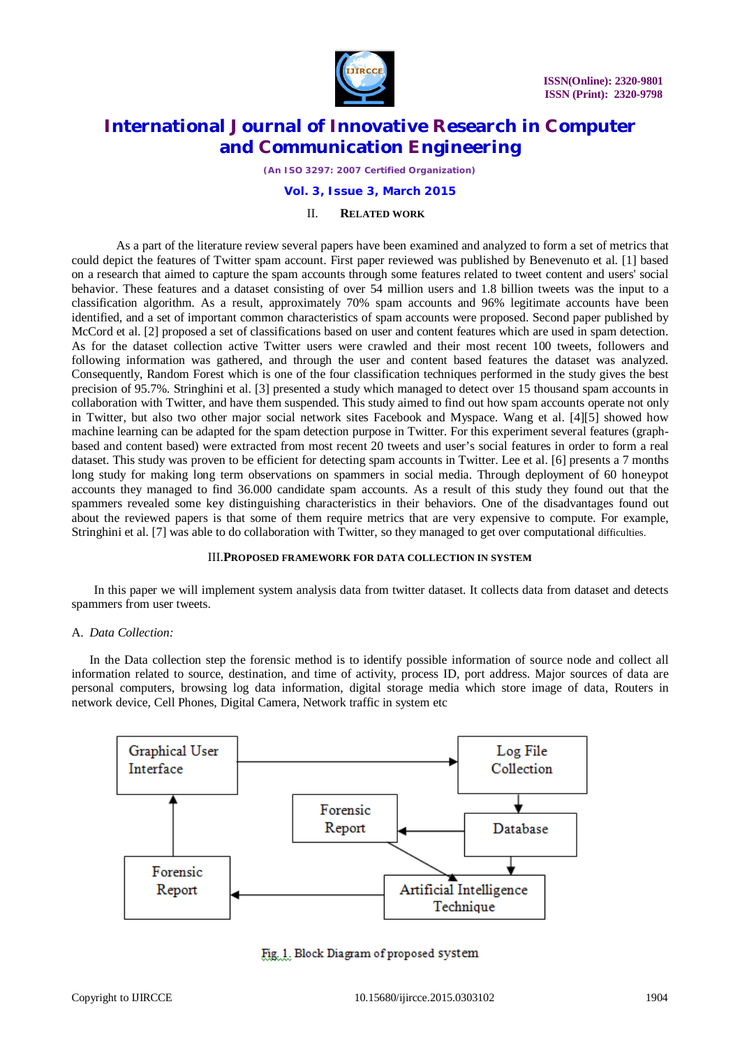## II. RELATED WORK

As a part of the literature review several papers have been examined and analyzed to form a set of metrics that could depict the features of Twitter spam account. First paper reviewed was published by Benevenuto et al. [1] based on a research that aimed to capture the spam accounts through some features related to tweet content and users' social behavior. These features and a dataset consisting of over 54 million users and 1.8 billion tweets was the input to a classification algorithm. As a result, approximately 70% spam accounts and 96% legitimate accounts have been identified, and a set of important common characteristics of spam accounts were proposed. Second paper published by McCord et al. [2] proposed a set of classifications based on user and content features which are used in spam detection. As for the dataset collection active Twitter users were crawled and their most recent 100 tweets, followers and following information was gathered, and through the user and content based features the dataset was analyzed. Consequently, Random Forest which is one of the four classification techniques performed in the study gives the best precision of 95.7%. Stringhini et al. [3] presented a study which managed to detect over 15 thousand spam accounts in collaboration with Twitter, and have them suspended. This study aimed to find out how spam accounts operate not only in Twitter, but also two other major social network sites Facebook and Myspace. Wang et al. [4][5] showed how machine learning can be adapted for the spam detection purpose in Twitter. For this experiment several features (graph-based and content based) were extracted from most recent 20 tweets and user's social features in order to form a real dataset. This study was proven to be efficient for detecting spam accounts in Twitter. Lee et al. [6] presents a 7 months long study for making long term observations on spammers in social media. Through deployment of 60 honeypot accounts they managed to find 36.000 candidate spam accounts. As a result of this study they found out that the spammers revealed some key distinguishing characteristics in their behaviors. One of the disadvantages found out about the reviewed papers is that some of them require metrics that are very expensive to compute. For example, Stringhini et al. [7] was able to do collaboration with Twitter, so they managed to get over computational difficulties.

## III. PROPOSED FRAMEWORK FOR DATA COLLECTION IN SYSTEM

In this paper we will implement system analysis data from twitter dataset. It collects data from dataset and detects spammers from user tweets.

### A. *Data Collection:*

In the Data collection step the forensic method is to identify possible information of source node and collect all information related to source, destination, and time of activity, process ID, port address. Major sources of data are personal computers, browsing log data information, digital storage media which store image of data, Routers in network device, Cell Phones, Digital Camera, Network traffic in system etc

Graphical User Interface → Log File Collection → Database → Forensic Report; Database → Artificial Intelligence Technique → Forensic Report → Graphical User Interface; Forensic Report → Artificial Intelligence Technique

Fig. 1. Block Diagram of proposed system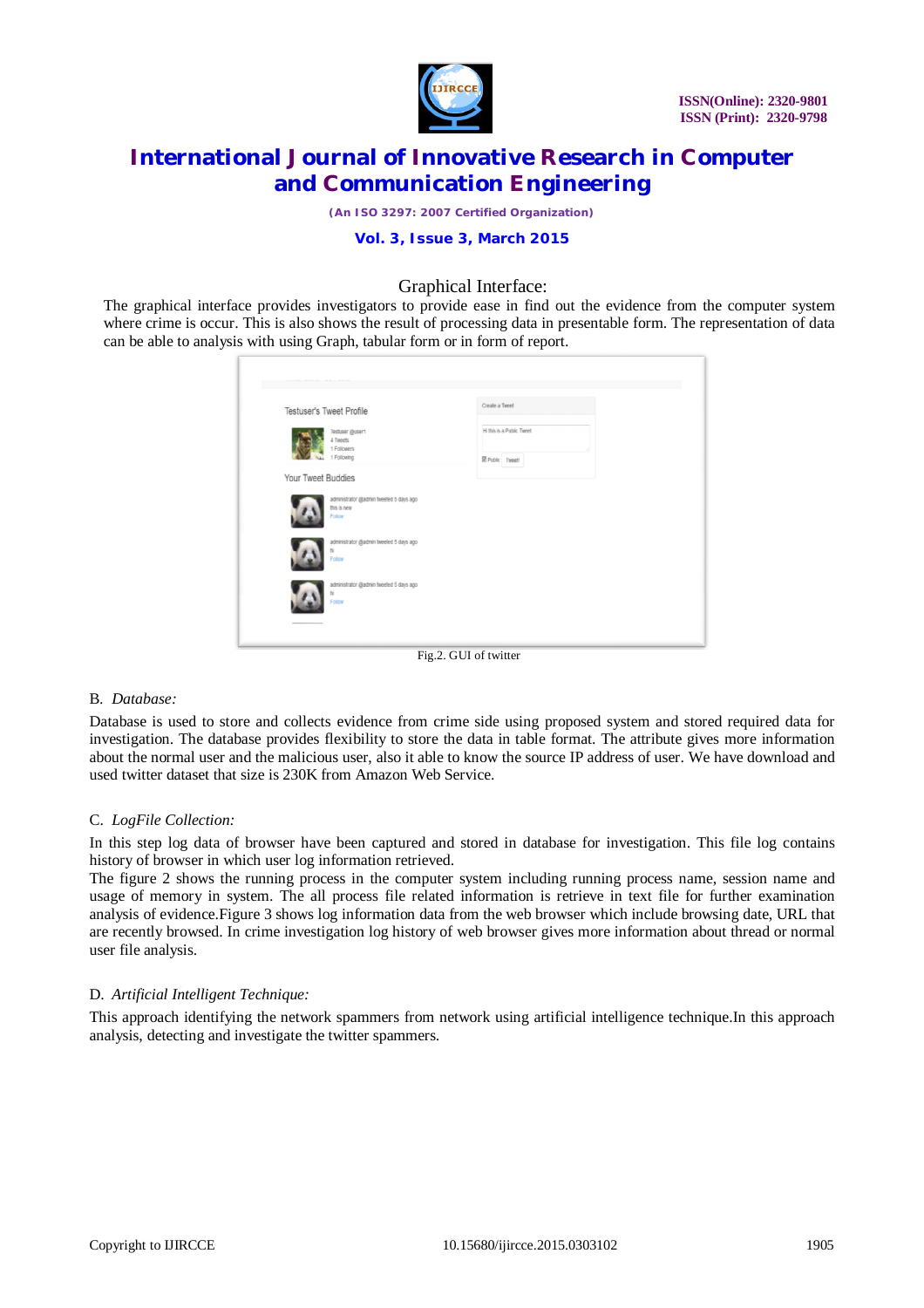Graphical Interface:

The graphical interface provides investigators to provide ease in find out the evidence from the computer system where crime is occur. This is also shows the result of processing data in presentable form. The representation of data can be able to analysis with using Graph, tabular form or in form of report.

Fig.2. GUI of twitter

B. *Database:*

Database is used to store and collects evidence from crime side using proposed system and stored required data for investigation. The database provides flexibility to store the data in table format. The attribute gives more information about the normal user and the malicious user, also it able to know the source IP address of user. We have download and used twitter dataset that size is 230K from Amazon Web Service.

C. *LogFile Collection:*

In this step log data of browser have been captured and stored in database for investigation. This file log contains history of browser in which user log information retrieved.

The figure 2 shows the running process in the computer system including running process name, session name and usage of memory in system. The all process file related information is retrieve in text file for further examination analysis of evidence.Figure 3 shows log information data from the web browser which include browsing date, URL that are recently browsed. In crime investigation log history of web browser gives more information about thread or normal user file analysis.

D. *Artificial Intelligent Technique:*

This approach identifying the network spammers from network using artificial intelligence technique.In this approach analysis, detecting and investigate the twitter spammers.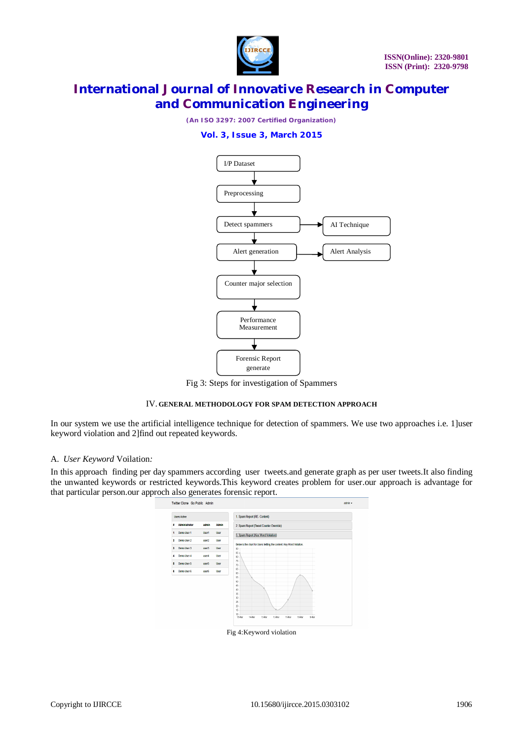I/P Dataset → Preprocessing → Detect spammers → Alert generation → Counter major selection → Performance Measurement → Forensic Report generate

Detect spammers → AI Technique

Alert generation → Alert Analysis

Fig 3: Steps for investigation of Spammers

## IV. GENERAL METHODOLOGY FOR SPAM DETECTION APPROACH

In our system we use the artificial intelligence technique for detection of spammers. We use two approaches i.e. 1]user keyword violation and 2]find out repeated keywords.

### A. *User Keyword* Voilation*:*

In this approach finding per day spammers according user tweets.and generate graph as per user tweets.It also finding the unwanted keywords or restricted keywords.This keyword creates problem for user.our approach is advantage for that particular person.our approch also generates forensic report.

Fig 4:Keyword violation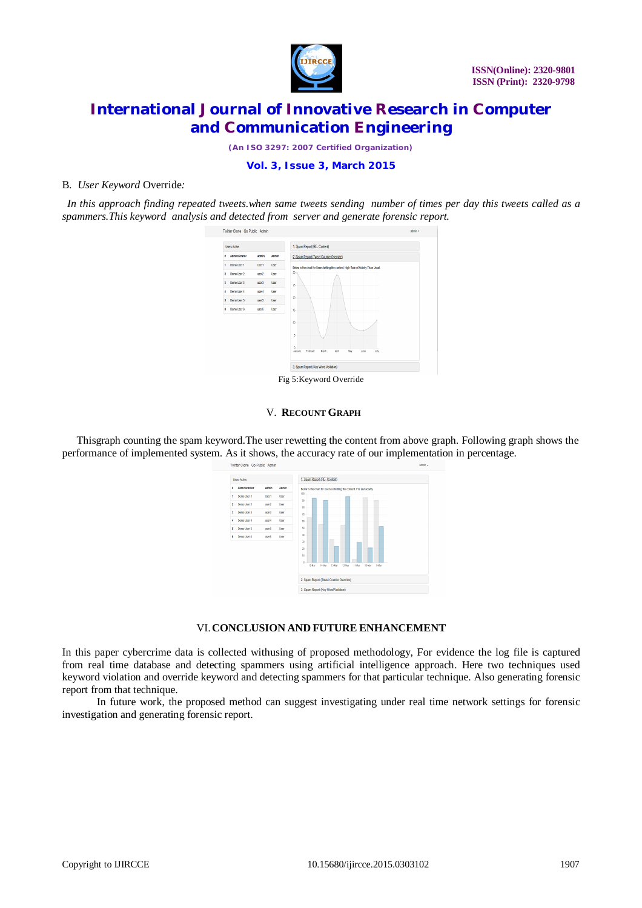B. *User Keyword* Override*:*

*In this approach finding repeated tweets.when same tweets sending number of times per day this tweets called as a spammers.This keyword analysis and detected from server and generate forensic report.*

Fig 5:Keyword Override

## V. RECOUNT GRAPH

Thisgraph counting the spam keyword.The user rewetting the content from above graph. Following graph shows the performance of implemented system. As it shows, the accuracy rate of our implementation in percentage.

## VI. CONCLUSION AND FUTURE ENHANCEMENT

In this paper cybercrime data is collected withusing of proposed methodology, For evidence the log file is captured from real time database and detecting spammers using artificial intelligence approach. Here two techniques used keyword violation and override keyword and detecting spammers for that particular technique. Also generating forensic report from that technique.

In future work, the proposed method can suggest investigating under real time network settings for forensic investigation and generating forensic report.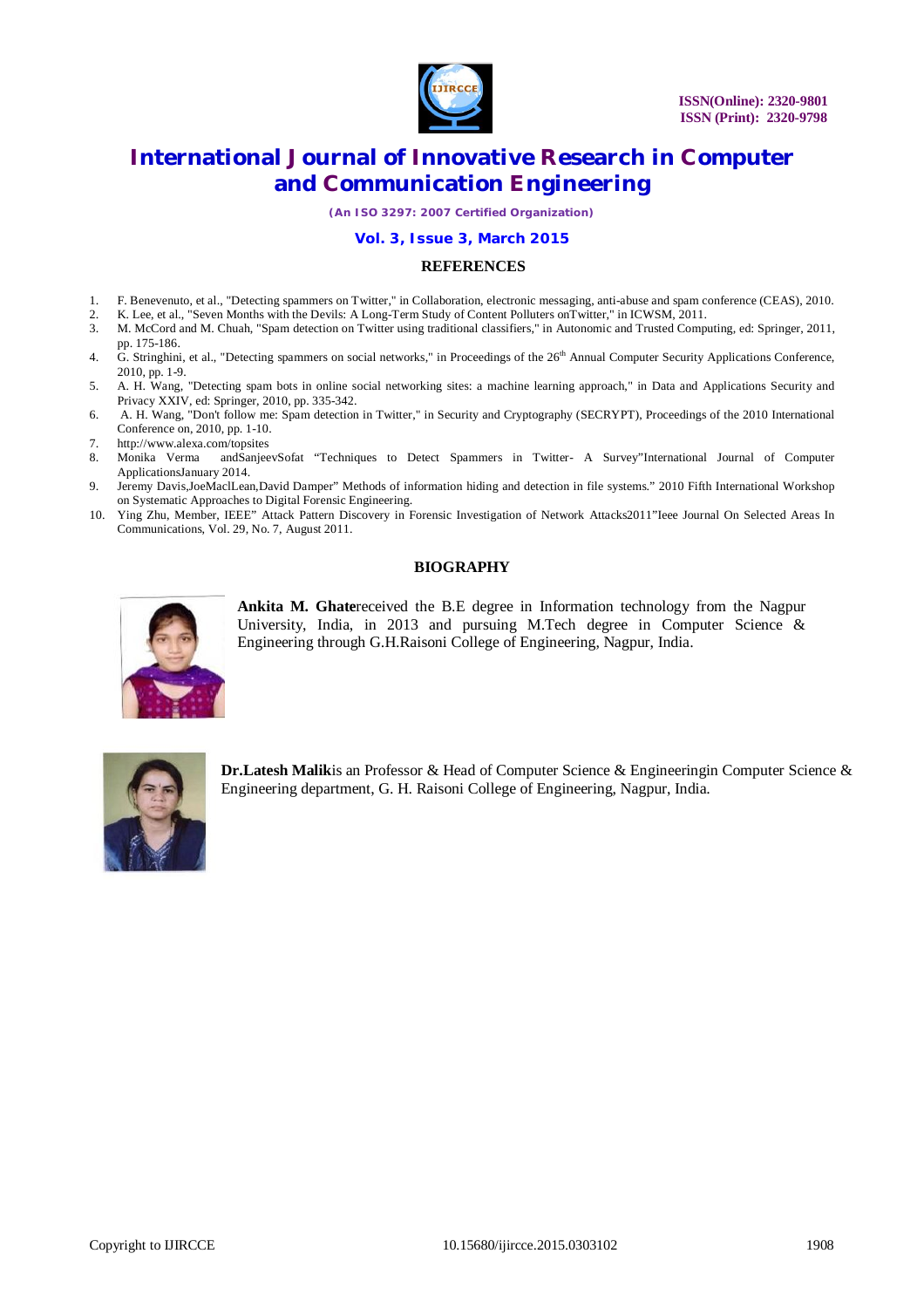## REFERENCES

1. F. Benevenuto, et al., "Detecting spammers on Twitter," in Collaboration, electronic messaging, anti-abuse and spam conference (CEAS), 2010.
2. K. Lee, et al., "Seven Months with the Devils: A Long-Term Study of Content Polluters onTwitter," in ICWSM, 2011.
3. M. McCord and M. Chuah, "Spam detection on Twitter using traditional classifiers," in Autonomic and Trusted Computing, ed: Springer, 2011, pp. 175-186.
4. G. Stringhini, et al., "Detecting spammers on social networks," in Proceedings of the 26th Annual Computer Security Applications Conference, 2010, pp. 1-9.
5. A. H. Wang, "Detecting spam bots in online social networking sites: a machine learning approach," in Data and Applications Security and Privacy XXIV, ed: Springer, 2010, pp. 335-342.
6. A. H. Wang, "Don't follow me: Spam detection in Twitter," in Security and Cryptography (SECRYPT), Proceedings of the 2010 International Conference on, 2010, pp. 1-10.
7. http://www.alexa.com/topsites
8. Monika Verma andSanjeevSofat "Techniques to Detect Spammers in Twitter- A Survey"International Journal of Computer ApplicationsJanuary 2014.
9. Jeremy Davis,JoeMaclLean,David Damper" Methods of information hiding and detection in file systems." 2010 Fifth International Workshop on Systematic Approaches to Digital Forensic Engineering.
10. Ying Zhu, Member, IEEE" Attack Pattern Discovery in Forensic Investigation of Network Attacks2011"Ieee Journal On Selected Areas In Communications, Vol. 29, No. 7, August 2011.

## BIOGRAPHY

**Ankita M. Ghate**received the B.E degree in Information technology from the Nagpur University, India, in 2013 and pursuing M.Tech degree in Computer Science & Engineering through G.H.Raisoni College of Engineering, Nagpur, India.

**Dr.Latesh Malik**is an Professor & Head of Computer Science & Engineeringin Computer Science & Engineering department, G. H. Raisoni College of Engineering, Nagpur, India.